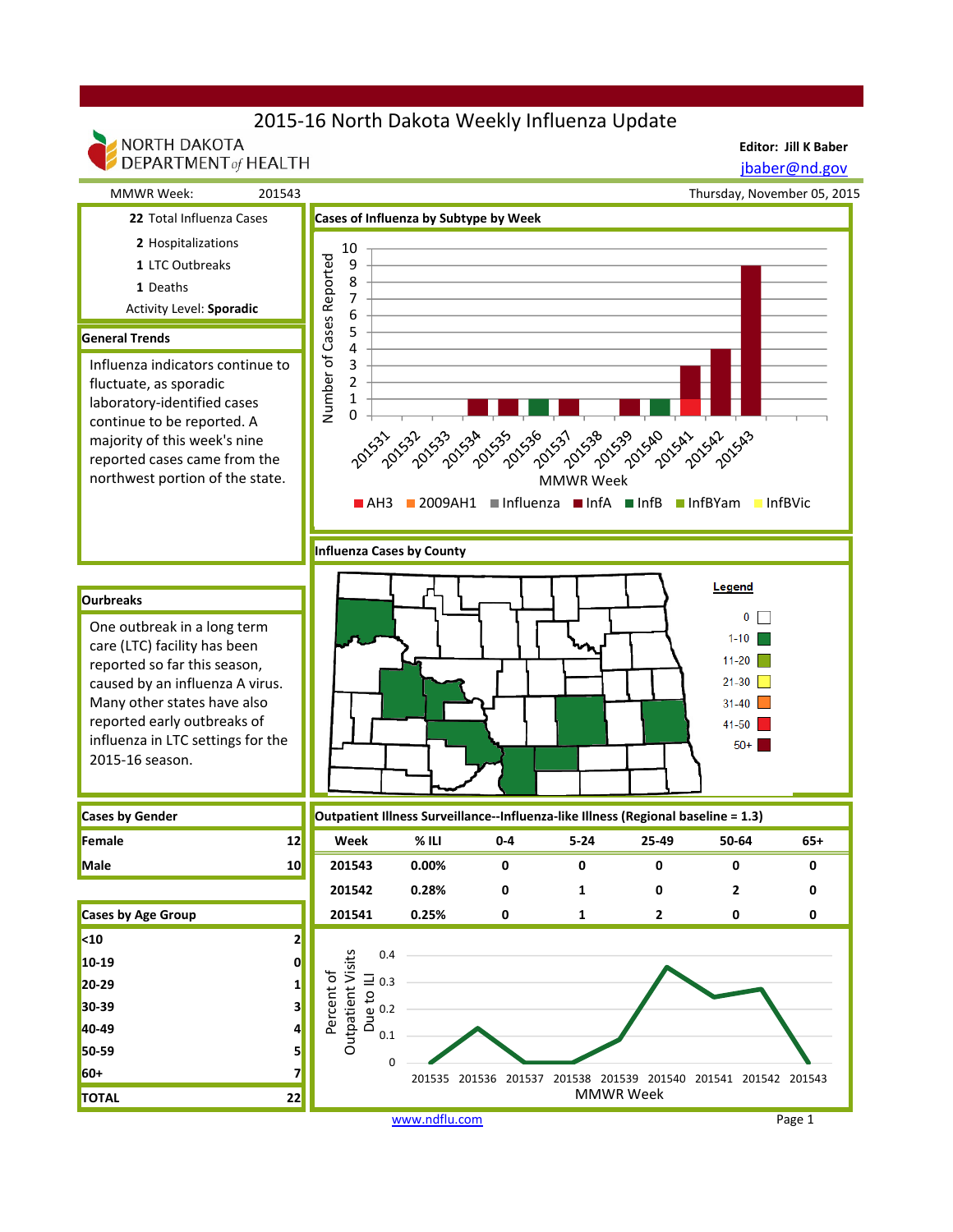# 2015-16 North Dakota Weekly Influenza Update

NORTH DAKOTA DEPARTMENT of HEALTH

**Editor: Jill K Baber**
jbaber@nd.gov

MMWR Week: 201543

Thursday, November 05, 2015

**22** Total Influenza Cases
**2** Hospitalizations
**1** LTC Outbreaks
**1** Deaths
Activity Level: **Sporadic**

### General Trends

Influenza indicators continue to fluctuate, as sporadic laboratory-identified cases continue to be reported. A majority of this week's nine reported cases came from the northwest portion of the state.

### Ourbreaks

One outbreak in a long term care (LTC) facility has been reported so far this season, caused by an influenza A virus. Many other states have also reported early outbreaks of influenza in LTC settings for the 2015-16 season.

### Cases of Influenza by Subtype by Week

Number of Cases Reported (0–10) by MMWR Week (201531–201543)

Legend: AH3, 2009AH1, Influenza, InfA, InfB, InfBYam, InfBVic

### Influenza Cases by County

Legend: 0, 1-10, 11-20, 21-30, 31-40, 41-50, 50+

### Cases by Gender

| | |
|---|---|
| **Female** | 12 |
| **Male** | 10 |

### Outpatient Illness Surveillance--Influenza-like Illness (Regional baseline = 1.3)

| Week | % ILI | 0-4 | 5-24 | 25-49 | 50-64 | 65+ |
|---|---|---|---|---|---|---|
| 201543 | 0.00% | 0 | 0 | 0 | 0 | 0 |
| 201542 | 0.28% | 0 | 1 | 0 | 2 | 0 |
| 201541 | 0.25% | 0 | 1 | 2 | 0 | 0 |

### Cases by Age Group

| | |
|---|---|
| **<10** | 2 |
| **10-19** | 0 |
| **20-29** | 1 |
| **30-39** | 3 |
| **40-49** | 4 |
| **50-59** | 5 |
| **60+** | 7 |
| **TOTAL** | 22 |

Percent of Outpatient Visits Due to ILI by MMWR Week (201535–201543)

www.ndflu.com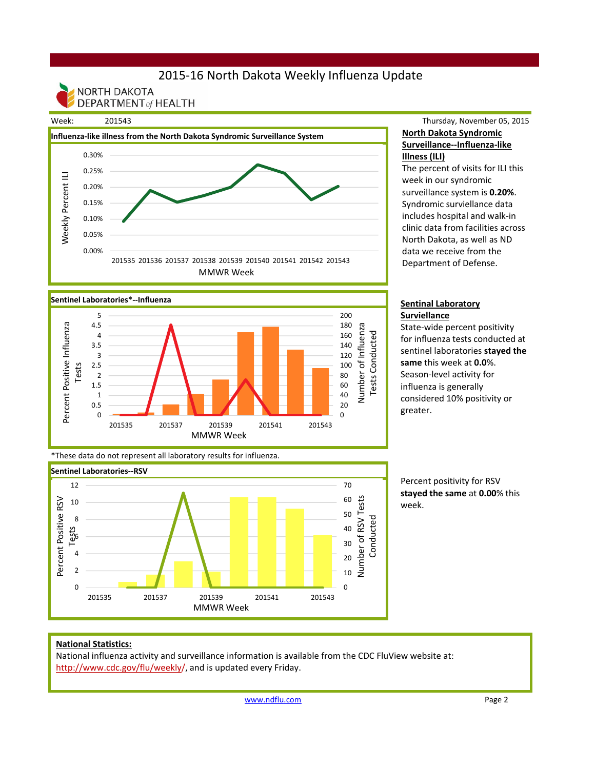# 2015-16 North Dakota Weekly Influenza Update

NORTH DAKOTA DEPARTMENT *of* HEALTH

Week: 201543

Thursday, November 05, 2015

**Influenza-like illness from the North Dakota Syndromic Surveillance System**

Weekly Percent ILI

0.30%
0.25%
0.20%
0.15%
0.10%
0.05%
0.00%

201535 201536 201537 201538 201539 201540 201541 201542 201543

MMWR Week

**North Dakota Syndromic Surveillance--Influenza-like Illness (ILI)**

The percent of visits for ILI this week in our syndromic surveillance system is **0.20%**. Syndromic surveillance data includes hospital and walk-in clinic data from facilities across North Dakota, as well as ND data we receive from the Department of Defense.

**Sentinel Laboratories*--Influenza**

Percent Positive Influenza Tests

5
4.5
4
3.5
3
2.5
2
1.5
1
0.5
0

Number of Influenza Tests Conducted

200
180
160
140
120
100
80
60
40
20
0

201535 201537 201539 201541 201543

MMWR Week

**Sentinal Laboratory Surveillance**

State-wide percent positivity for influenza tests conducted at sentinel laboratories **stayed the same** this week at **0.0**%. Season-level activity for influenza is generally considered 10% positivity or greater.

*These data do not represent all laboratory results for influenza.

**Sentinel Laboratories--RSV**

Percent Positive RSV Tests

12
10
8
6
4
2
0

Number of RSV Tests Conducted

70
60
50
40
30
20
10
0

201535 201537 201539 201541 201543

MMWR Week

Percent positivity for RSV **stayed the same** at **0.00**% this week.

**National Statistics:**

National influenza activity and surveillance information is available from the CDC FluView website at: http://www.cdc.gov/flu/weekly/, and is updated every Friday.

www.ndflu.com